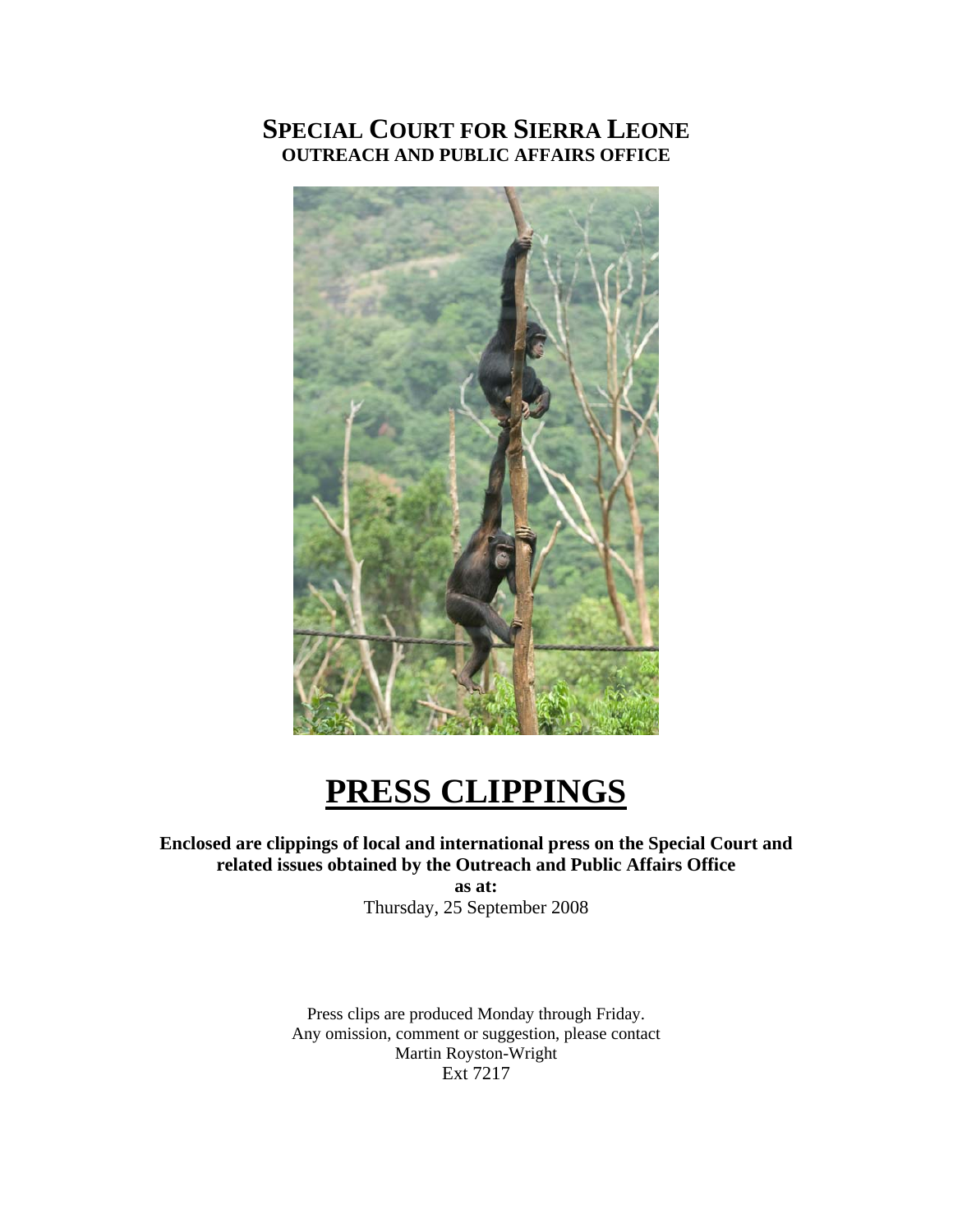# SPECIAL COURT FOR SIERRA LEONE
## OUTREACH AND PUBLIC AFFAIRS OFFICE

# PRESS CLIPPINGS

**Enclosed are clippings of local and international press on the Special Court and related issues obtained by the Outreach and Public Affairs Office**

**as at:**

Thursday, 25 September 2008

Press clips are produced Monday through Friday.
Any omission, comment or suggestion, please contact
Martin Royston-Wright
Ext 7217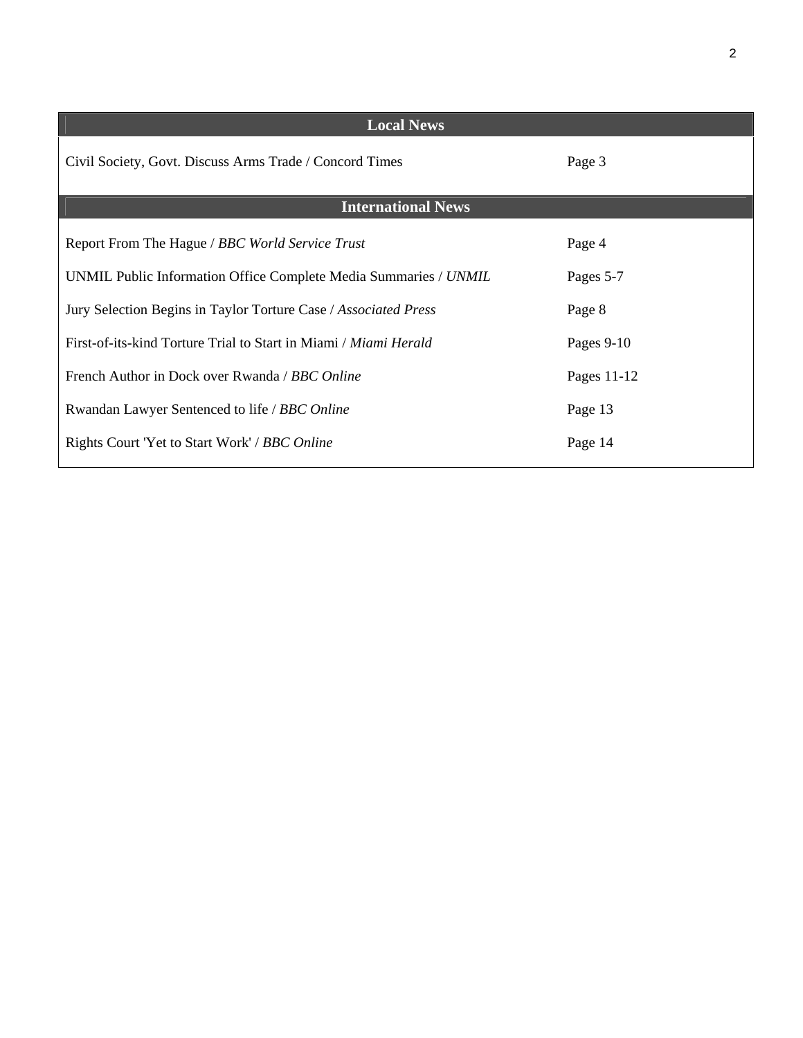| Local News | |
|---|---|
| Civil Society, Govt. Discuss Arms Trade / Concord Times | Page 3 |
| **International News** | |
| Report From The Hague / *BBC World Service Trust* | Page 4 |
| UNMIL Public Information Office Complete Media Summaries / *UNMIL* | Pages 5-7 |
| Jury Selection Begins in Taylor Torture Case / *Associated Press* | Page 8 |
| First-of-its-kind Torture Trial to Start in Miami / *Miami Herald* | Pages 9-10 |
| French Author in Dock over Rwanda / *BBC Online* | Pages 11-12 |
| Rwandan Lawyer Sentenced to life / *BBC Online* | Page 13 |
| Rights Court 'Yet to Start Work' / *BBC Online* | Page 14 |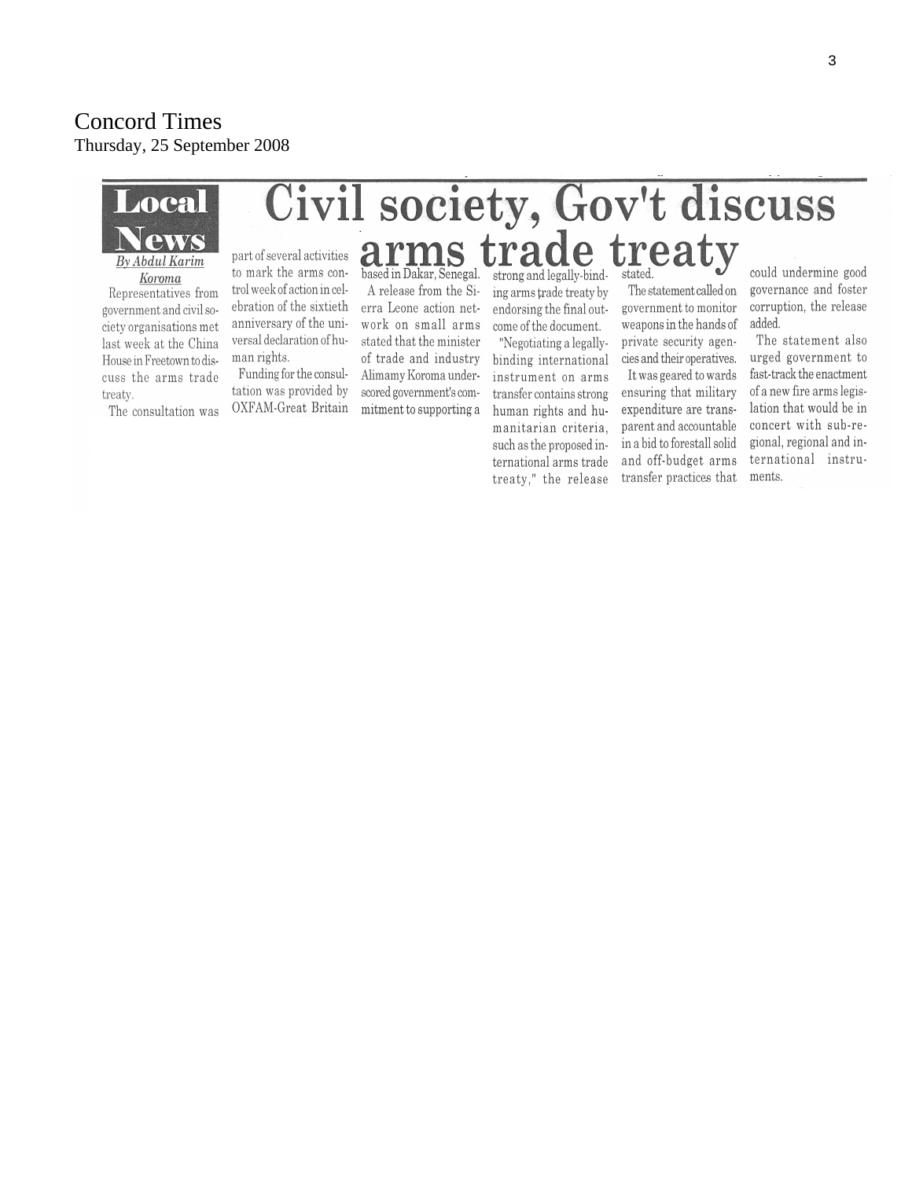Concord Times
Thursday, 25 September 2008

**Local News**

# Civil society, Gov't discuss arms trade treaty

*By Abdul Karim Koroma*

Representatives from government and civil society organisations met last week at the China House in Freetown to discuss the arms trade treaty.

The consultation was part of several activities to mark the arms control week of action in celebration of the sixtieth anniversary of the universal declaration of human rights.

Funding for the consultation was provided by OXFAM-Great Britain based in Dakar, Senegal.

A release from the Sierra Leone action network on small arms stated that the minister of trade and industry Alimamy Koroma underscored government's commitment to supporting a strong and legally-binding arms trade treaty by endorsing the final outcome of the document.

"Negotiating a legally-binding international instrument on arms transfer contains strong human rights and humanitarian criteria, such as the proposed international arms trade treaty," the release stated.

The statement called on government to monitor weapons in the hands of private security agencies and their operatives.

It was geared to wards ensuring that military expenditure are transparent and accountable in a bid to forestall solid and off-budget arms transfer practices that could undermine good governance and foster corruption, the release added.

The statement also urged government to fast-track the enactment of a new fire arms legislation that would be in concert with sub-regional, regional and international instruments.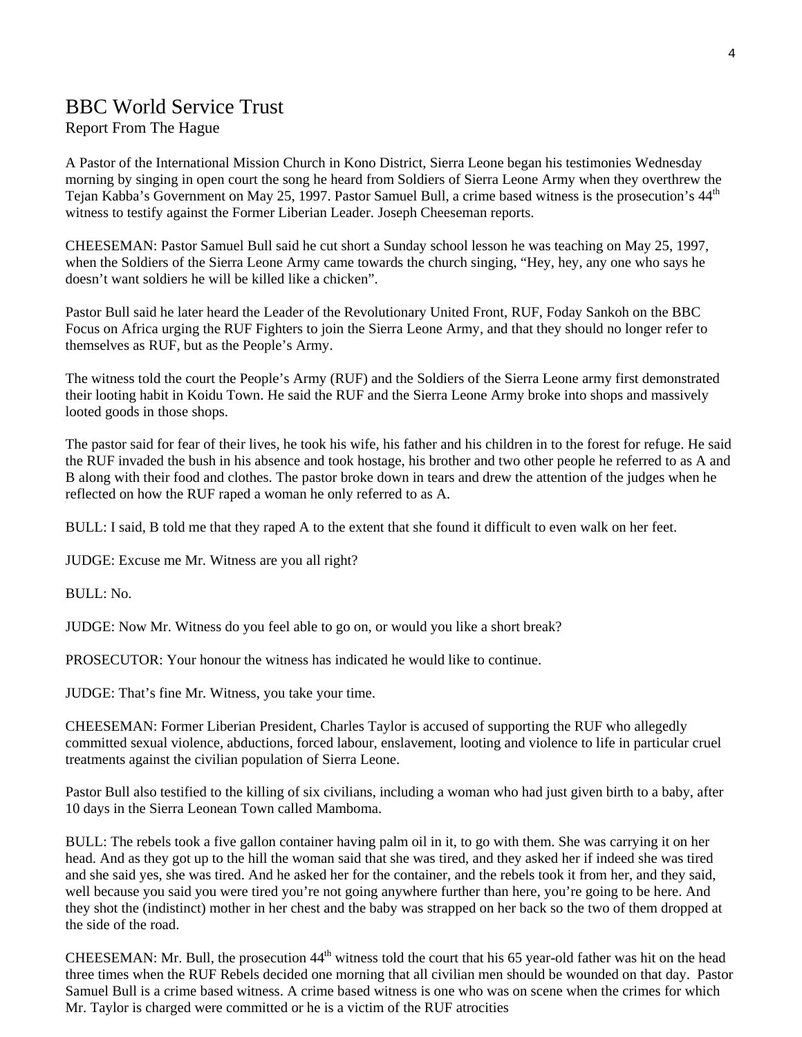# BBC World Service Trust

Report From The Hague

A Pastor of the International Mission Church in Kono District, Sierra Leone began his testimonies Wednesday morning by singing in open court the song he heard from Soldiers of Sierra Leone Army when they overthrew the Tejan Kabba's Government on May 25, 1997. Pastor Samuel Bull, a crime based witness is the prosecution's 44th witness to testify against the Former Liberian Leader. Joseph Cheeseman reports.

CHEESEMAN: Pastor Samuel Bull said he cut short a Sunday school lesson he was teaching on May 25, 1997, when the Soldiers of the Sierra Leone Army came towards the church singing, "Hey, hey, any one who says he doesn't want soldiers he will be killed like a chicken".

Pastor Bull said he later heard the Leader of the Revolutionary United Front, RUF, Foday Sankoh on the BBC Focus on Africa urging the RUF Fighters to join the Sierra Leone Army, and that they should no longer refer to themselves as RUF, but as the People's Army.

The witness told the court the People's Army (RUF) and the Soldiers of the Sierra Leone army first demonstrated their looting habit in Koidu Town. He said the RUF and the Sierra Leone Army broke into shops and massively looted goods in those shops.

The pastor said for fear of their lives, he took his wife, his father and his children in to the forest for refuge. He said the RUF invaded the bush in his absence and took hostage, his brother and two other people he referred to as A and B along with their food and clothes. The pastor broke down in tears and drew the attention of the judges when he reflected on how the RUF raped a woman he only referred to as A.

BULL: I said, B told me that they raped A to the extent that she found it difficult to even walk on her feet.

JUDGE: Excuse me Mr. Witness are you all right?

BULL: No.

JUDGE: Now Mr. Witness do you feel able to go on, or would you like a short break?

PROSECUTOR: Your honour the witness has indicated he would like to continue.

JUDGE: That's fine Mr. Witness, you take your time.

CHEESEMAN: Former Liberian President, Charles Taylor is accused of supporting the RUF who allegedly committed sexual violence, abductions, forced labour, enslavement, looting and violence to life in particular cruel treatments against the civilian population of Sierra Leone.

Pastor Bull also testified to the killing of six civilians, including a woman who had just given birth to a baby, after 10 days in the Sierra Leonean Town called Mamboma.

BULL: The rebels took a five gallon container having palm oil in it, to go with them. She was carrying it on her head. And as they got up to the hill the woman said that she was tired, and they asked her if indeed she was tired and she said yes, she was tired. And he asked her for the container, and the rebels took it from her, and they said, well because you said you were tired you're not going anywhere further than here, you're going to be here. And they shot the (indistinct) mother in her chest and the baby was strapped on her back so the two of them dropped at the side of the road.

CHEESEMAN: Mr. Bull, the prosecution 44th witness told the court that his 65 year-old father was hit on the head three times when the RUF Rebels decided one morning that all civilian men should be wounded on that day. Pastor Samuel Bull is a crime based witness. A crime based witness is one who was on scene when the crimes for which Mr. Taylor is charged were committed or he is a victim of the RUF atrocities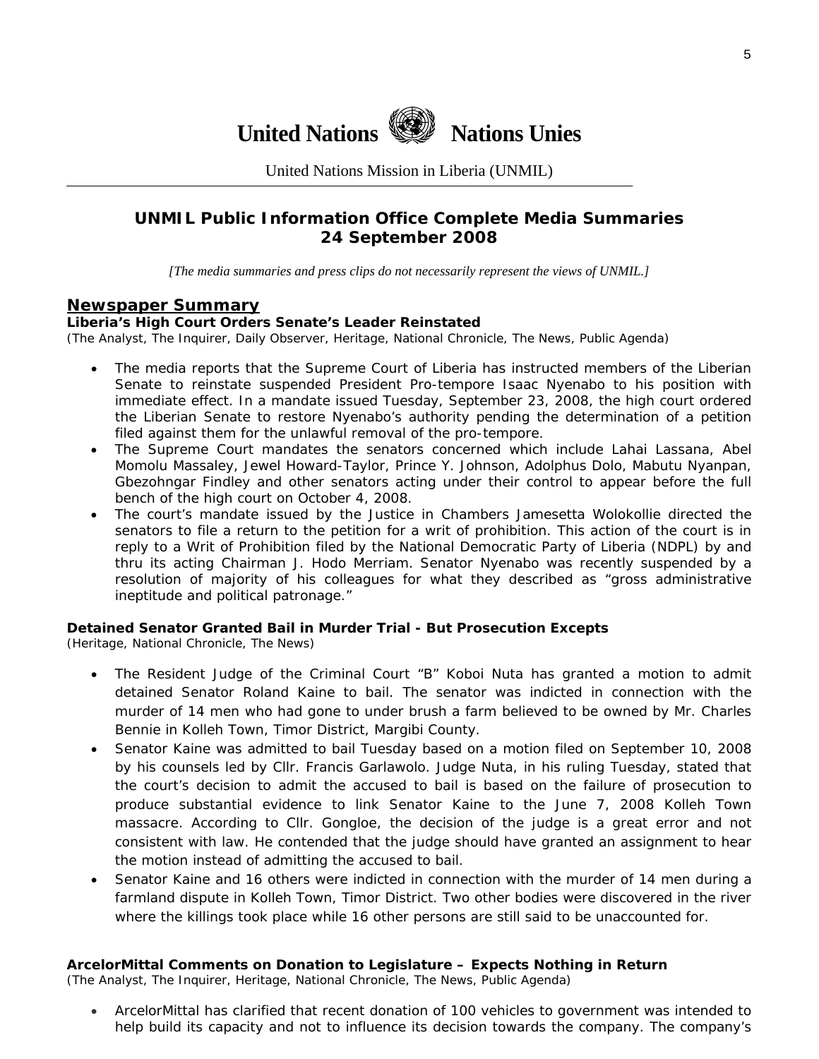**United Nations Nations Unies**

United Nations Mission in Liberia (UNMIL)

## UNMIL Public Information Office Complete Media Summaries 24 September 2008

*[The media summaries and press clips do not necessarily represent the views of UNMIL.]*

## Newspaper Summary

### Liberia's High Court Orders Senate's Leader Reinstated

(The Analyst, The Inquirer, Daily Observer, Heritage, National Chronicle, The News, Public Agenda)

- The media reports that the Supreme Court of Liberia has instructed members of the Liberian Senate to reinstate suspended President Pro-tempore Isaac Nyenabo to his position with immediate effect. In a mandate issued Tuesday, September 23, 2008, the high court ordered the Liberian Senate to restore Nyenabo's authority pending the determination of a petition filed against them for the unlawful removal of the pro-tempore.
- The Supreme Court mandates the senators concerned which include Lahai Lassana, Abel Momolu Massaley, Jewel Howard-Taylor, Prince Y. Johnson, Adolphus Dolo, Mabutu Nyanpan, Gbezohngar Findley and other senators acting under their control to appear before the full bench of the high court on October 4, 2008.
- The court's mandate issued by the Justice in Chambers Jamesetta Wolokollie directed the senators to file a return to the petition for a writ of prohibition. This action of the court is in reply to a Writ of Prohibition filed by the National Democratic Party of Liberia (NDPL) by and thru its acting Chairman J. Hodo Merriam. Senator Nyenabo was recently suspended by a resolution of majority of his colleagues for what they described as "gross administrative ineptitude and political patronage."

### Detained Senator Granted Bail in Murder Trial - But Prosecution Excepts

(Heritage, National Chronicle, The News)

- The Resident Judge of the Criminal Court "B" Koboi Nuta has granted a motion to admit detained Senator Roland Kaine to bail. The senator was indicted in connection with the murder of 14 men who had gone to under brush a farm believed to be owned by Mr. Charles Bennie in Kolleh Town, Timor District, Margibi County.
- Senator Kaine was admitted to bail Tuesday based on a motion filed on September 10, 2008 by his counsels led by Cllr. Francis Garlawolo. Judge Nuta, in his ruling Tuesday, stated that the court's decision to admit the accused to bail is based on the failure of prosecution to produce substantial evidence to link Senator Kaine to the June 7, 2008 Kolleh Town massacre. According to Cllr. Gongloe, the decision of the judge is a great error and not consistent with law. He contended that the judge should have granted an assignment to hear the motion instead of admitting the accused to bail.
- Senator Kaine and 16 others were indicted in connection with the murder of 14 men during a farmland dispute in Kolleh Town, Timor District. Two other bodies were discovered in the river where the killings took place while 16 other persons are still said to be unaccounted for.

### ArcelorMittal Comments on Donation to Legislature – Expects Nothing in Return

(The Analyst, The Inquirer, Heritage, National Chronicle, The News, Public Agenda)

- ArcelorMittal has clarified that recent donation of 100 vehicles to government was intended to help build its capacity and not to influence its decision towards the company. The company's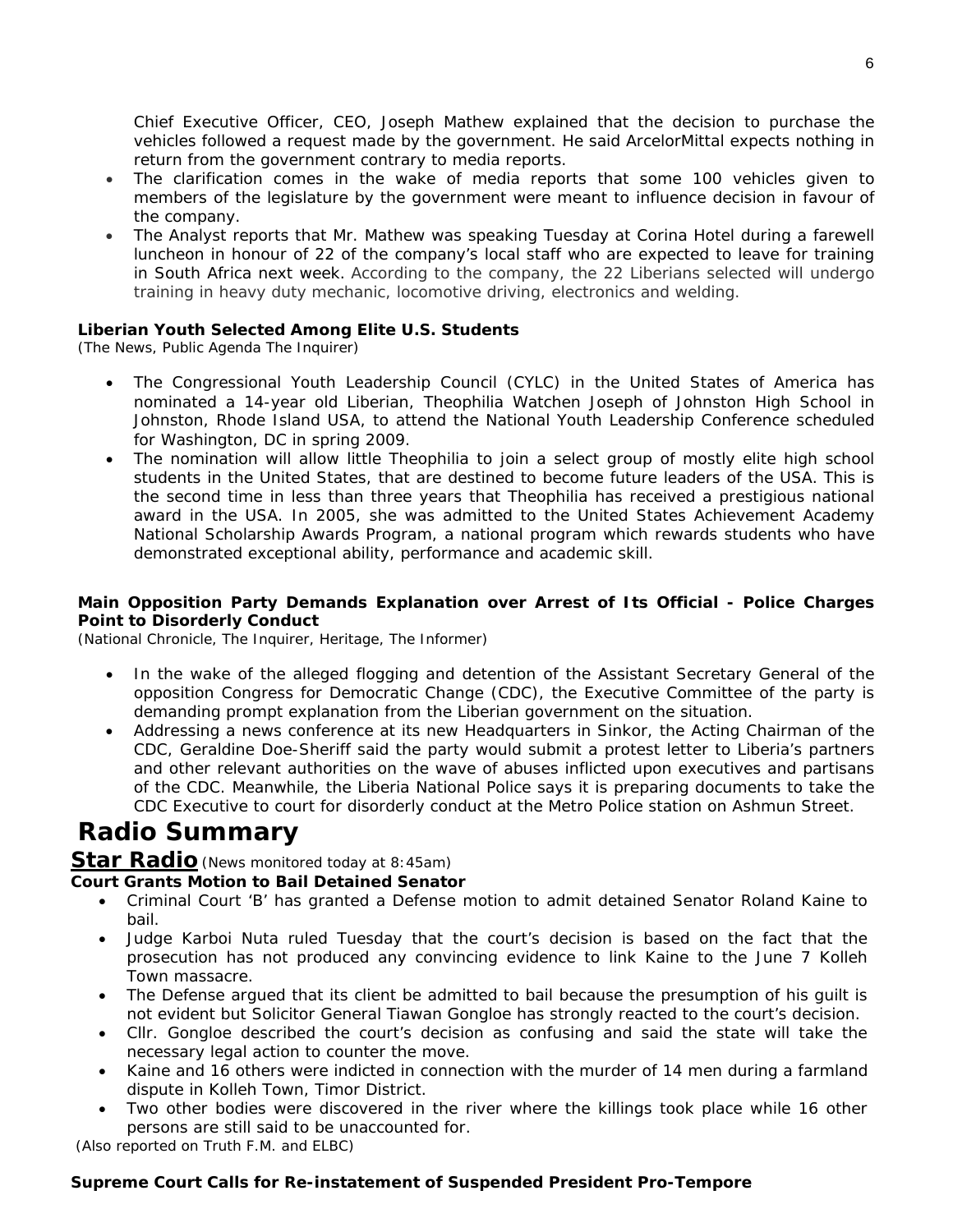Chief Executive Officer, CEO, Joseph Mathew explained that the decision to purchase the vehicles followed a request made by the government. He said ArcelorMittal expects nothing in return from the government contrary to media reports.

- The clarification comes in the wake of media reports that some 100 vehicles given to members of the legislature by the government were meant to influence decision in favour of the company.
- The Analyst reports that Mr. Mathew was speaking Tuesday at Corina Hotel during a farewell luncheon in honour of 22 of the company's local staff who are expected to leave for training in South Africa next week. According to the company, the 22 Liberians selected will undergo training in heavy duty mechanic, locomotive driving, electronics and welding.

**Liberian Youth Selected Among Elite U.S. Students**
*(The News, Public Agenda The Inquirer)*

- The Congressional Youth Leadership Council (CYLC) in the United States of America has nominated a 14-year old Liberian, Theophilia Watchen Joseph of Johnston High School in Johnston, Rhode Island USA, to attend the National Youth Leadership Conference scheduled for Washington, DC in spring 2009.
- The nomination will allow little Theophilia to join a select group of mostly elite high school students in the United States, that are destined to become future leaders of the USA. This is the second time in less than three years that Theophilia has received a prestigious national award in the USA. In 2005, she was admitted to the United States Achievement Academy National Scholarship Awards Program, a national program which rewards students who have demonstrated exceptional ability, performance and academic skill.

**Main Opposition Party Demands Explanation over Arrest of Its Official - Police Charges Point to Disorderly Conduct**
*(National Chronicle, The Inquirer, Heritage, The Informer)*

- In the wake of the alleged flogging and detention of the Assistant Secretary General of the opposition Congress for Democratic Change (CDC), the Executive Committee of the party is demanding prompt explanation from the Liberian government on the situation.
- Addressing a news conference at its new Headquarters in Sinkor, the Acting Chairman of the CDC, Geraldine Doe-Sheriff said the party would submit a protest letter to Liberia's partners and other relevant authorities on the wave of abuses inflicted upon executives and partisans of the CDC. Meanwhile, the Liberia National Police says it is preparing documents to take the CDC Executive to court for disorderly conduct at the Metro Police station on Ashmun Street.

# Radio Summary

## Star Radio *(News monitored today at 8:45am)*

**Court Grants Motion to Bail Detained Senator**

- Criminal Court 'B' has granted a Defense motion to admit detained Senator Roland Kaine to bail.
- Judge Karboi Nuta ruled Tuesday that the court's decision is based on the fact that the prosecution has not produced any convincing evidence to link Kaine to the June 7 Kolleh Town massacre.
- The Defense argued that its client be admitted to bail because the presumption of his guilt is not evident but Solicitor General Tiawan Gongloe has strongly reacted to the court's decision.
- Cllr. Gongloe described the court's decision as confusing and said the state will take the necessary legal action to counter the move.
- Kaine and 16 others were indicted in connection with the murder of 14 men during a farmland dispute in Kolleh Town, Timor District.
- Two other bodies were discovered in the river where the killings took place while 16 other persons are still said to be unaccounted for.

*(Also reported on Truth F.M. and ELBC)*

**Supreme Court Calls for Re-instatement of Suspended President Pro-Tempore**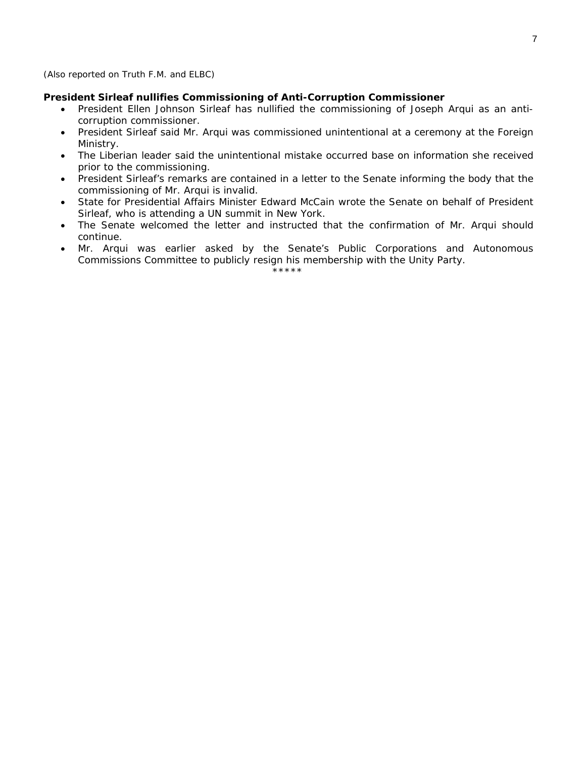*(Also reported on Truth F.M. and ELBC)*

**President Sirleaf nullifies Commissioning of Anti-Corruption Commissioner**

- President Ellen Johnson Sirleaf has nullified the commissioning of Joseph Arqui as an anti-corruption commissioner.
- President Sirleaf said Mr. Arqui was commissioned unintentional at a ceremony at the Foreign Ministry.
- The Liberian leader said the unintentional mistake occurred base on information she received prior to the commissioning.
- President Sirleaf's remarks are contained in a letter to the Senate informing the body that the commissioning of Mr. Arqui is invalid.
- State for Presidential Affairs Minister Edward McCain wrote the Senate on behalf of President Sirleaf, who is attending a UN summit in New York.
- The Senate welcomed the letter and instructed that the confirmation of Mr. Arqui should continue.
- Mr. Arqui was earlier asked by the Senate's Public Corporations and Autonomous Commissions Committee to publicly resign his membership with the Unity Party.

*****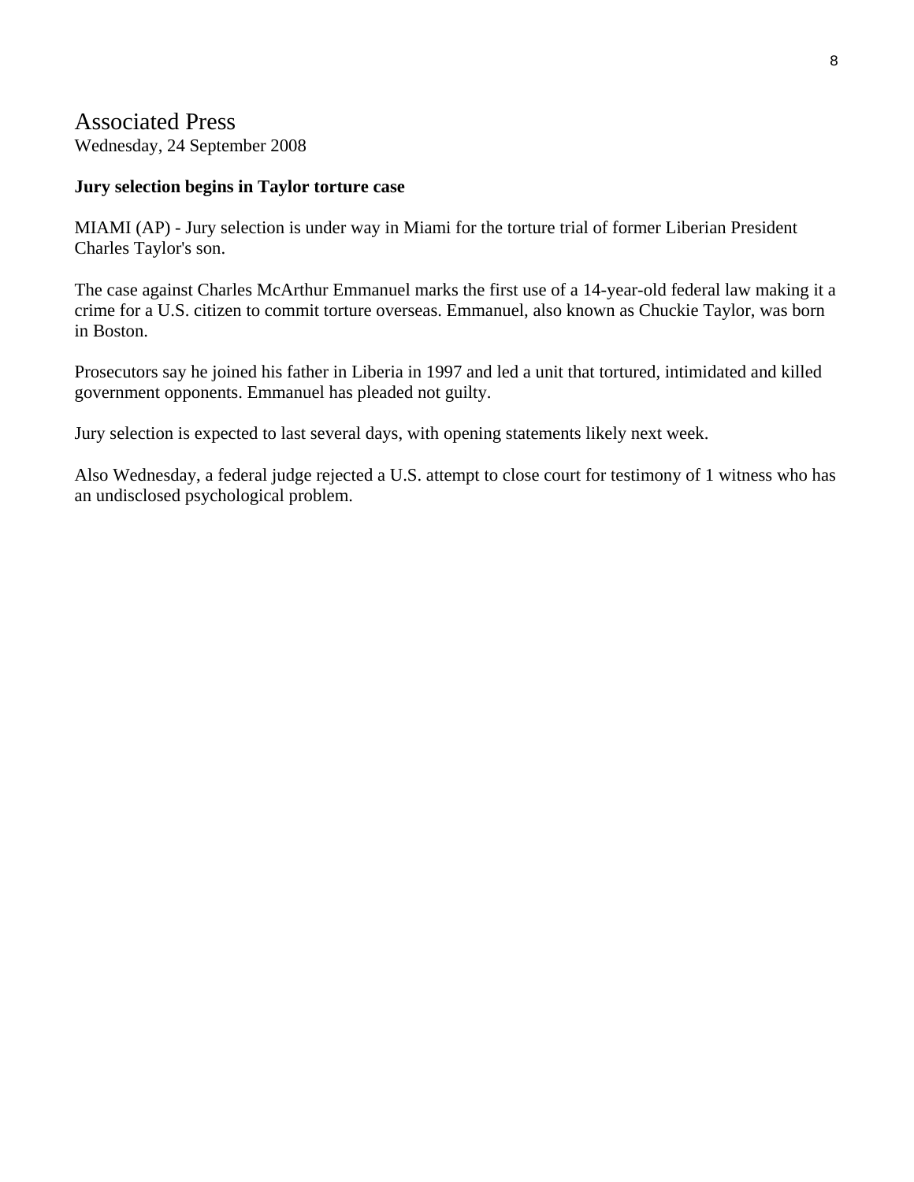# Associated Press

Wednesday, 24 September 2008

**Jury selection begins in Taylor torture case**

MIAMI (AP) - Jury selection is under way in Miami for the torture trial of former Liberian President Charles Taylor's son.

The case against Charles McArthur Emmanuel marks the first use of a 14-year-old federal law making it a crime for a U.S. citizen to commit torture overseas. Emmanuel, also known as Chuckie Taylor, was born in Boston.

Prosecutors say he joined his father in Liberia in 1997 and led a unit that tortured, intimidated and killed government opponents. Emmanuel has pleaded not guilty.

Jury selection is expected to last several days, with opening statements likely next week.

Also Wednesday, a federal judge rejected a U.S. attempt to close court for testimony of 1 witness who has an undisclosed psychological problem.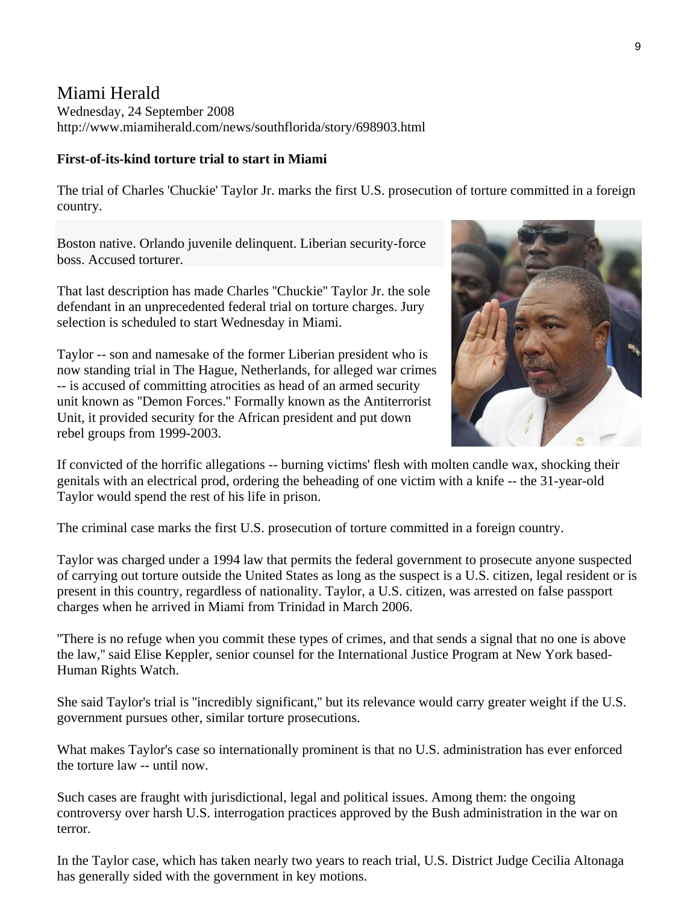# Miami Herald

Wednesday, 24 September 2008
http://www.miamiherald.com/news/southflorida/story/698903.html

**First-of-its-kind torture trial to start in Miami**

The trial of Charles 'Chuckie' Taylor Jr. marks the first U.S. prosecution of torture committed in a foreign country.

Boston native. Orlando juvenile delinquent. Liberian security-force boss. Accused torturer.

That last description has made Charles "Chuckie" Taylor Jr. the sole defendant in an unprecedented federal trial on torture charges. Jury selection is scheduled to start Wednesday in Miami.

Taylor -- son and namesake of the former Liberian president who is now standing trial in The Hague, Netherlands, for alleged war crimes -- is accused of committing atrocities as head of an armed security unit known as "Demon Forces." Formally known as the Antiterrorist Unit, it provided security for the African president and put down rebel groups from 1999-2003.

If convicted of the horrific allegations -- burning victims' flesh with molten candle wax, shocking their genitals with an electrical prod, ordering the beheading of one victim with a knife -- the 31-year-old Taylor would spend the rest of his life in prison.

The criminal case marks the first U.S. prosecution of torture committed in a foreign country.

Taylor was charged under a 1994 law that permits the federal government to prosecute anyone suspected of carrying out torture outside the United States as long as the suspect is a U.S. citizen, legal resident or is present in this country, regardless of nationality. Taylor, a U.S. citizen, was arrested on false passport charges when he arrived in Miami from Trinidad in March 2006.

"There is no refuge when you commit these types of crimes, and that sends a signal that no one is above the law," said Elise Keppler, senior counsel for the International Justice Program at New York based-Human Rights Watch.

She said Taylor's trial is "incredibly significant," but its relevance would carry greater weight if the U.S. government pursues other, similar torture prosecutions.

What makes Taylor's case so internationally prominent is that no U.S. administration has ever enforced the torture law -- until now.

Such cases are fraught with jurisdictional, legal and political issues. Among them: the ongoing controversy over harsh U.S. interrogation practices approved by the Bush administration in the war on terror.

In the Taylor case, which has taken nearly two years to reach trial, U.S. District Judge Cecilia Altonaga has generally sided with the government in key motions.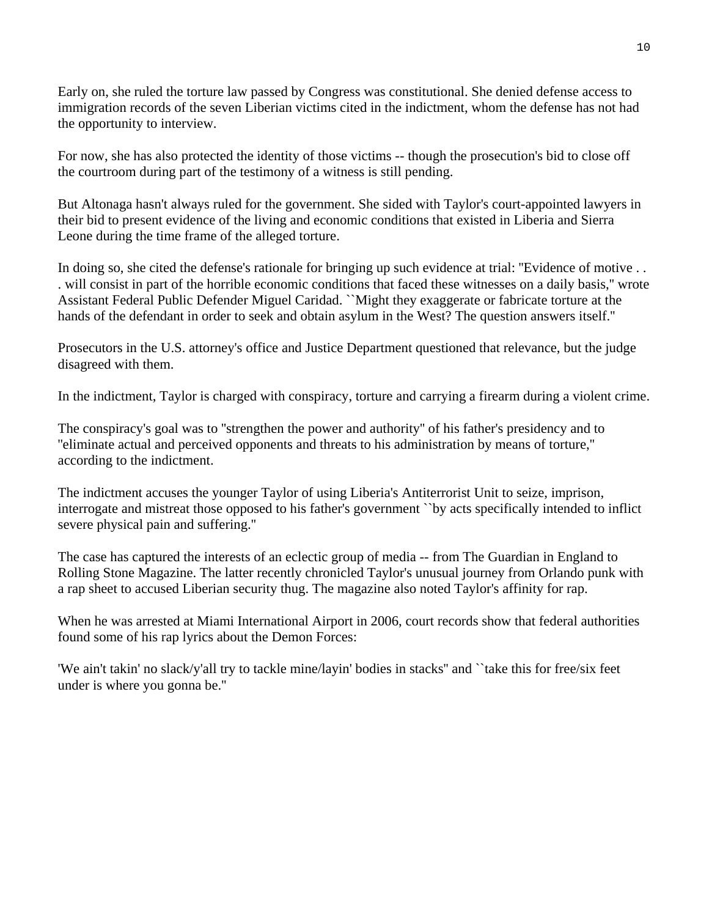Early on, she ruled the torture law passed by Congress was constitutional. She denied defense access to immigration records of the seven Liberian victims cited in the indictment, whom the defense has not had the opportunity to interview.

For now, she has also protected the identity of those victims -- though the prosecution's bid to close off the courtroom during part of the testimony of a witness is still pending.

But Altonaga hasn't always ruled for the government. She sided with Taylor's court-appointed lawyers in their bid to present evidence of the living and economic conditions that existed in Liberia and Sierra Leone during the time frame of the alleged torture.

In doing so, she cited the defense's rationale for bringing up such evidence at trial: ''Evidence of motive . . . will consist in part of the horrible economic conditions that faced these witnesses on a daily basis,'' wrote Assistant Federal Public Defender Miguel Caridad. ``Might they exaggerate or fabricate torture at the hands of the defendant in order to seek and obtain asylum in the West? The question answers itself.''

Prosecutors in the U.S. attorney's office and Justice Department questioned that relevance, but the judge disagreed with them.

In the indictment, Taylor is charged with conspiracy, torture and carrying a firearm during a violent crime.

The conspiracy's goal was to ''strengthen the power and authority'' of his father's presidency and to ''eliminate actual and perceived opponents and threats to his administration by means of torture,'' according to the indictment.

The indictment accuses the younger Taylor of using Liberia's Antiterrorist Unit to seize, imprison, interrogate and mistreat those opposed to his father's government ``by acts specifically intended to inflict severe physical pain and suffering.''

The case has captured the interests of an eclectic group of media -- from The Guardian in England to Rolling Stone Magazine. The latter recently chronicled Taylor's unusual journey from Orlando punk with a rap sheet to accused Liberian security thug. The magazine also noted Taylor's affinity for rap.

When he was arrested at Miami International Airport in 2006, court records show that federal authorities found some of his rap lyrics about the Demon Forces:

'We ain't takin' no slack/y'all try to tackle mine/layin' bodies in stacks'' and ``take this for free/six feet under is where you gonna be.''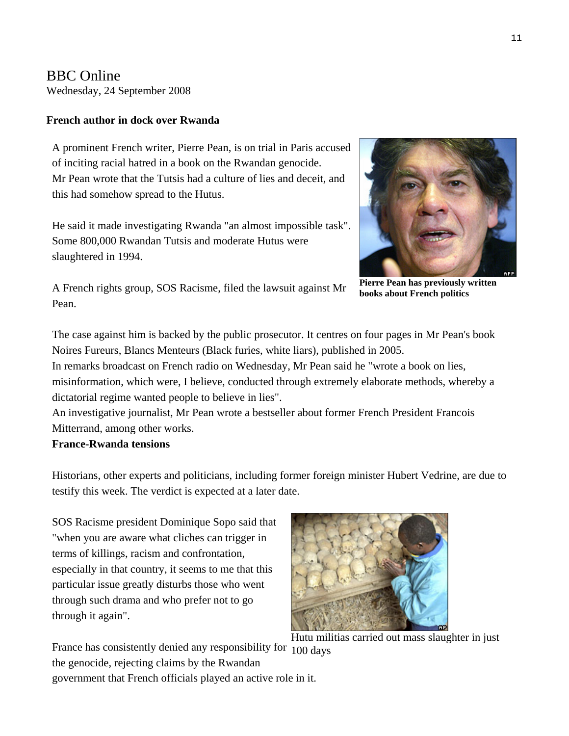# BBC Online

Wednesday, 24 September 2008

**French author in dock over Rwanda**

A prominent French writer, Pierre Pean, is on trial in Paris accused of inciting racial hatred in a book on the Rwandan genocide.
Mr Pean wrote that the Tutsis had a culture of lies and deceit, and this had somehow spread to the Hutus.

He said it made investigating Rwanda "an almost impossible task". Some 800,000 Rwandan Tutsis and moderate Hutus were slaughtered in 1994.

**Pierre Pean has previously written books about French politics**

A French rights group, SOS Racisme, filed the lawsuit against Mr Pean.

The case against him is backed by the public prosecutor. It centres on four pages in Mr Pean's book Noires Fureurs, Blancs Menteurs (Black furies, white liars), published in 2005.
In remarks broadcast on French radio on Wednesday, Mr Pean said he "wrote a book on lies, misinformation, which were, I believe, conducted through extremely elaborate methods, whereby a dictatorial regime wanted people to believe in lies".
An investigative journalist, Mr Pean wrote a bestseller about former French President Francois Mitterrand, among other works.

**France-Rwanda tensions**

Historians, other experts and politicians, including former foreign minister Hubert Vedrine, are due to testify this week. The verdict is expected at a later date.

SOS Racisme president Dominique Sopo said that "when you are aware what cliches can trigger in terms of killings, racism and confrontation, especially in that country, it seems to me that this particular issue greatly disturbs those who went through such drama and who prefer not to go through it again".

Hutu militias carried out mass slaughter in just 100 days

France has consistently denied any responsibility for the genocide, rejecting claims by the Rwandan government that French officials played an active role in it.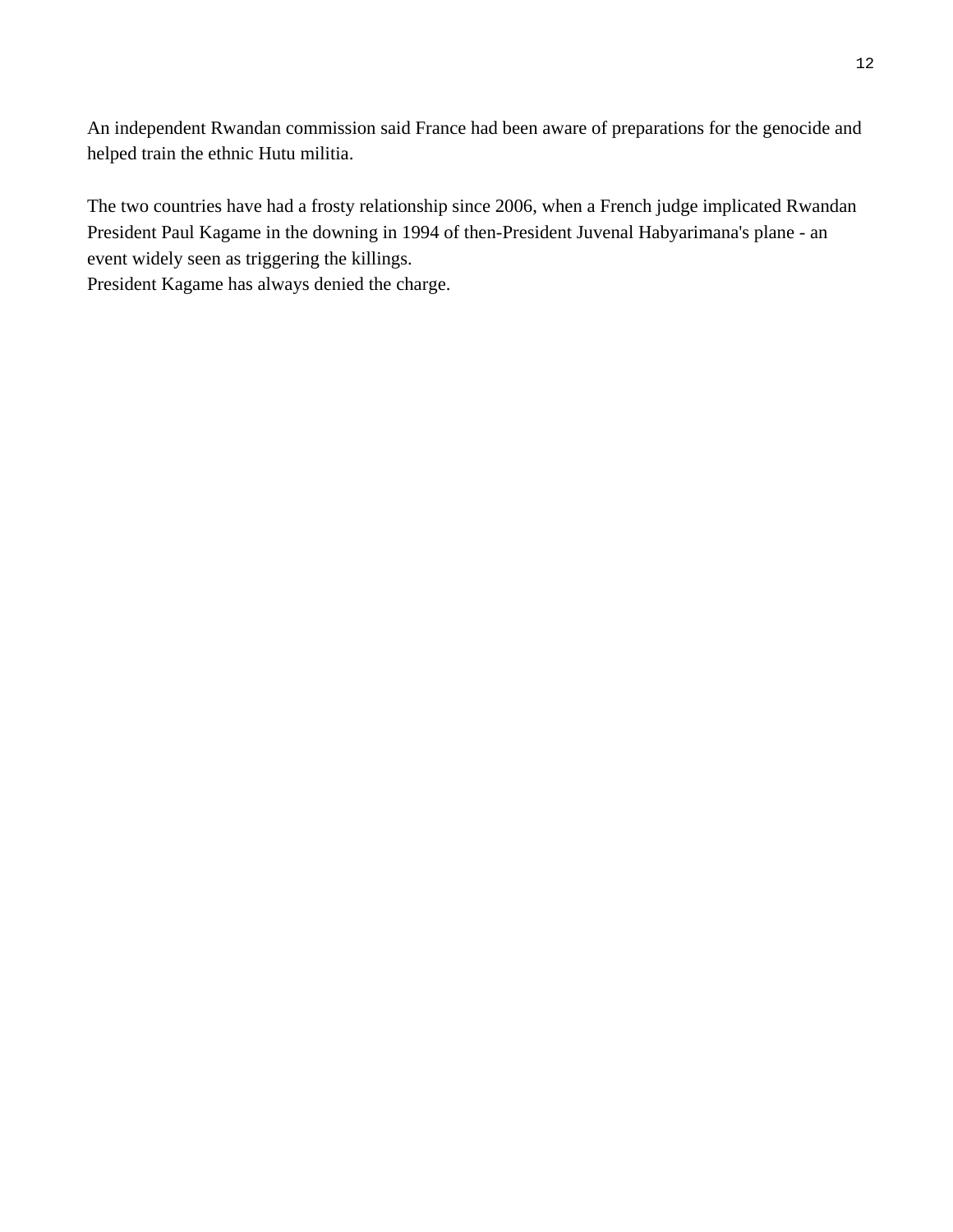An independent Rwandan commission said France had been aware of preparations for the genocide and helped train the ethnic Hutu militia.

The two countries have had a frosty relationship since 2006, when a French judge implicated Rwandan President Paul Kagame in the downing in 1994 of then-President Juvenal Habyarimana's plane - an event widely seen as triggering the killings.
President Kagame has always denied the charge.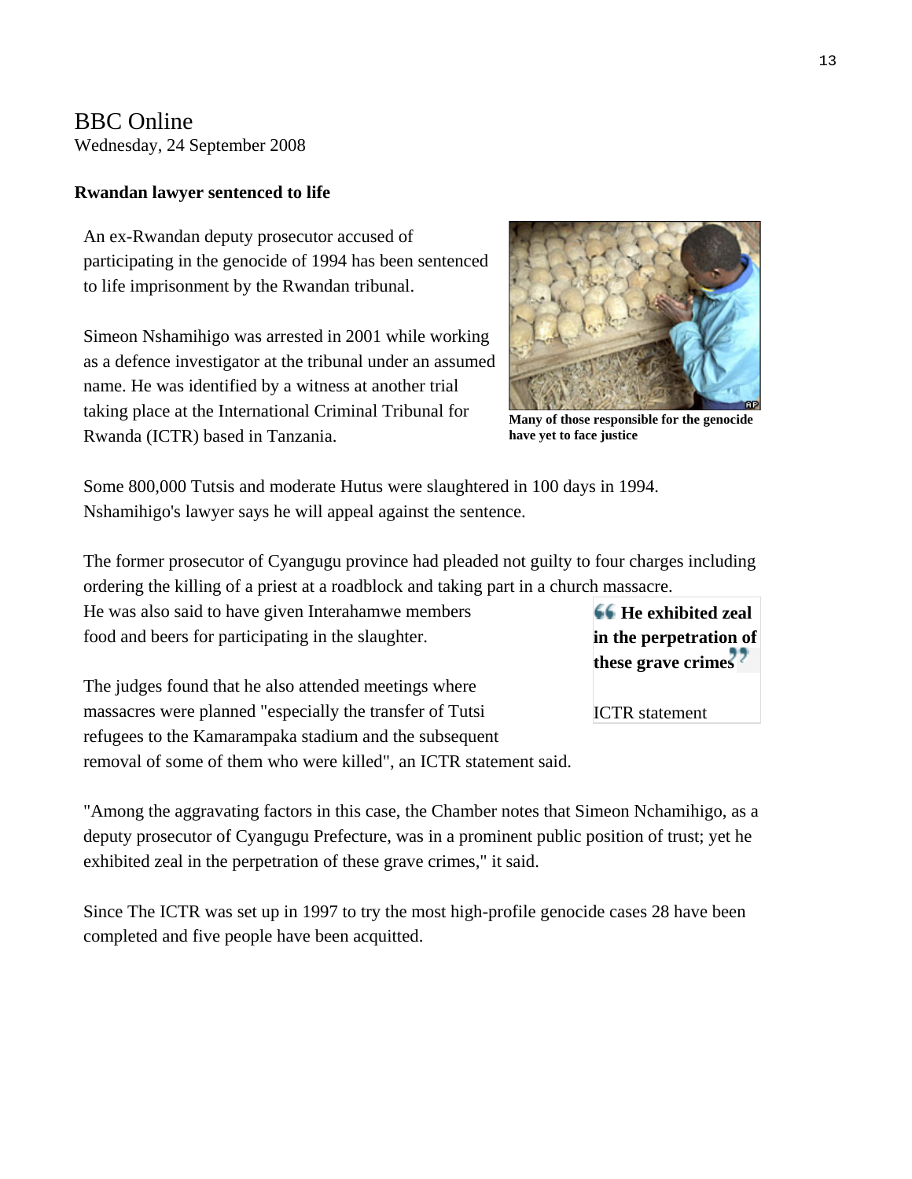BBC Online
Wednesday, 24 September 2008

**Rwandan lawyer sentenced to life**

An ex-Rwandan deputy prosecutor accused of participating in the genocide of 1994 has been sentenced to life imprisonment by the Rwandan tribunal.

Simeon Nshamihigo was arrested in 2001 while working as a defence investigator at the tribunal under an assumed name. He was identified by a witness at another trial taking place at the International Criminal Tribunal for Rwanda (ICTR) based in Tanzania.

**Many of those responsible for the genocide have yet to face justice**

Some 800,000 Tutsis and moderate Hutus were slaughtered in 100 days in 1994. Nshamihigo's lawyer says he will appeal against the sentence.

The former prosecutor of Cyangugu province had pleaded not guilty to four charges including ordering the killing of a priest at a roadblock and taking part in a church massacre.
He was also said to have given Interahamwe members food and beers for participating in the slaughter.

> **He exhibited zeal in the perpetration of these grave crimes**
>
> ICTR statement

The judges found that he also attended meetings where massacres were planned "especially the transfer of Tutsi refugees to the Kamarampaka stadium and the subsequent removal of some of them who were killed", an ICTR statement said.

"Among the aggravating factors in this case, the Chamber notes that Simeon Nchamihigo, as a deputy prosecutor of Cyangugu Prefecture, was in a prominent public position of trust; yet he exhibited zeal in the perpetration of these grave crimes," it said.

Since The ICTR was set up in 1997 to try the most high-profile genocide cases 28 have been completed and five people have been acquitted.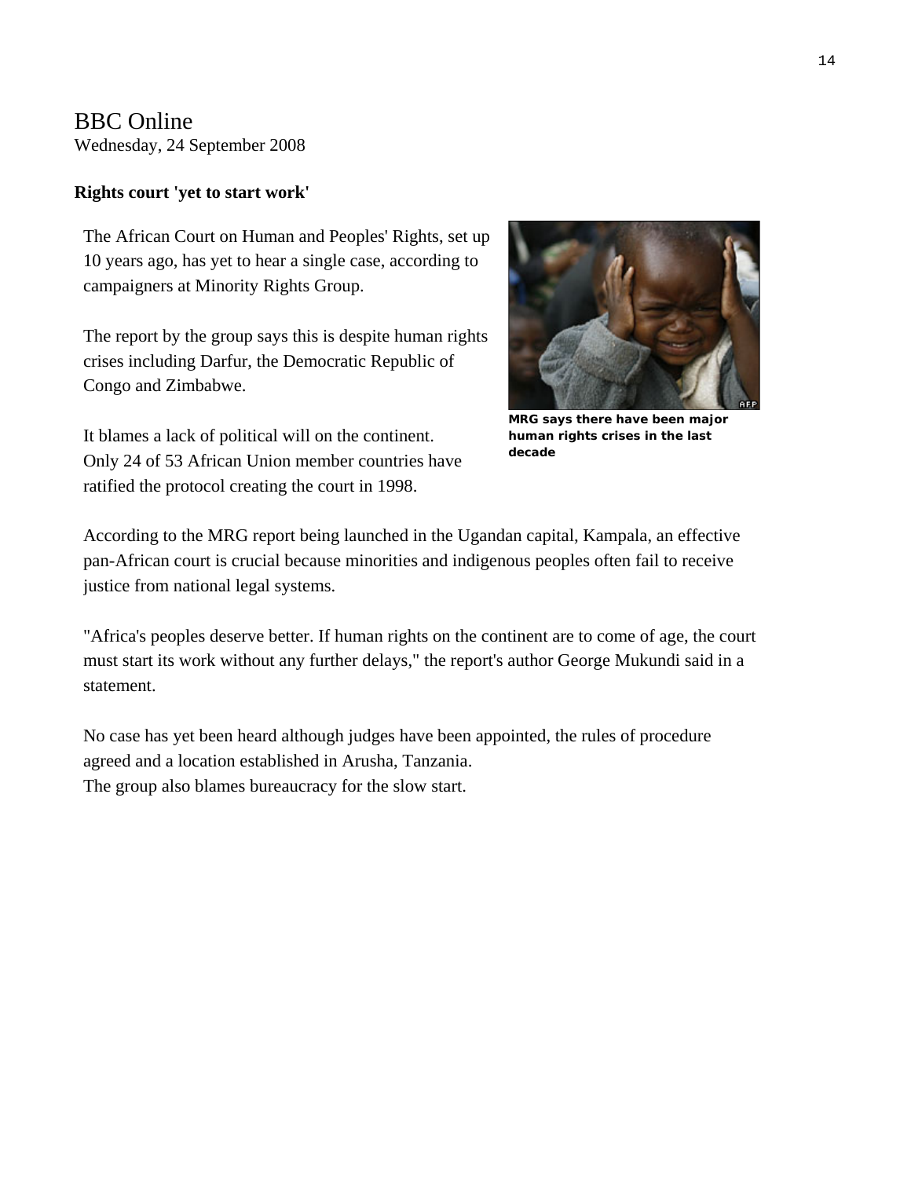BBC Online
Wednesday, 24 September 2008

**Rights court 'yet to start work'**

The African Court on Human and Peoples' Rights, set up 10 years ago, has yet to hear a single case, according to campaigners at Minority Rights Group.

The report by the group says this is despite human rights crises including Darfur, the Democratic Republic of Congo and Zimbabwe.

It blames a lack of political will on the continent. Only 24 of 53 African Union member countries have ratified the protocol creating the court in 1998.

**MRG says there have been major human rights crises in the last decade**

According to the MRG report being launched in the Ugandan capital, Kampala, an effective pan-African court is crucial because minorities and indigenous peoples often fail to receive justice from national legal systems.

"Africa's peoples deserve better. If human rights on the continent are to come of age, the court must start its work without any further delays," the report's author George Mukundi said in a statement.

No case has yet been heard although judges have been appointed, the rules of procedure agreed and a location established in Arusha, Tanzania.
The group also blames bureaucracy for the slow start.